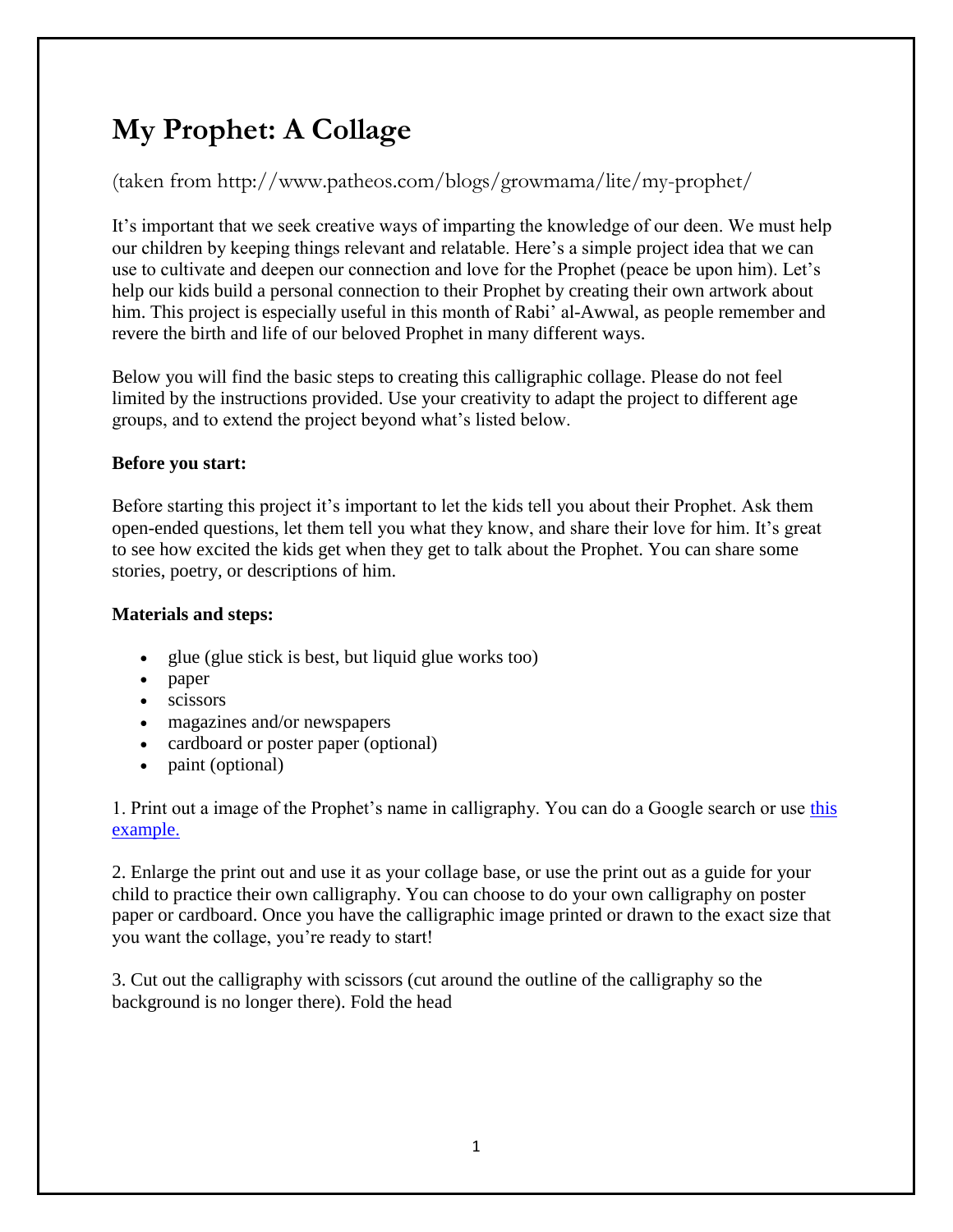# My Prophet: A Collage

(taken from http://www.patheos.com/blogs/growmama/lite/my-prophet/

It's important that we seek creative ways of imparting the knowledge of our deen. We must help our children by keeping things relevant and relatable. Here's a simple project idea that we can use to cultivate and deepen our connection and love for the Prophet (peace be upon him). Let's help our kids build a personal connection to their Prophet by creating their own artwork about him. This project is especially useful in this month of Rabi' al-Awwal, as people remember and revere the birth and life of our beloved Prophet in many different ways.

Below you will find the basic steps to creating this calligraphic collage. Please do not feel limited by the instructions provided. Use your creativity to adapt the project to different age groups, and to extend the project beyond what's listed below.

**Before you start:**

Before starting this project it's important to let the kids tell you about their Prophet. Ask them open-ended questions, let them tell you what they know, and share their love for him. It's great to see how excited the kids get when they get to talk about the Prophet. You can share some stories, poetry, or descriptions of him.

**Materials and steps:**

- glue (glue stick is best, but liquid glue works too)
- paper
- scissors
- magazines and/or newspapers
- cardboard or poster paper (optional)
- paint (optional)

1. Print out a image of the Prophet's name in calligraphy. You can do a Google search or use this example.

2. Enlarge the print out and use it as your collage base, or use the print out as a guide for your child to practice their own calligraphy. You can choose to do your own calligraphy on poster paper or cardboard. Once you have the calligraphic image printed or drawn to the exact size that you want the collage, you're ready to start!

3. Cut out the calligraphy with scissors (cut around the outline of the calligraphy so the background is no longer there). Fold the head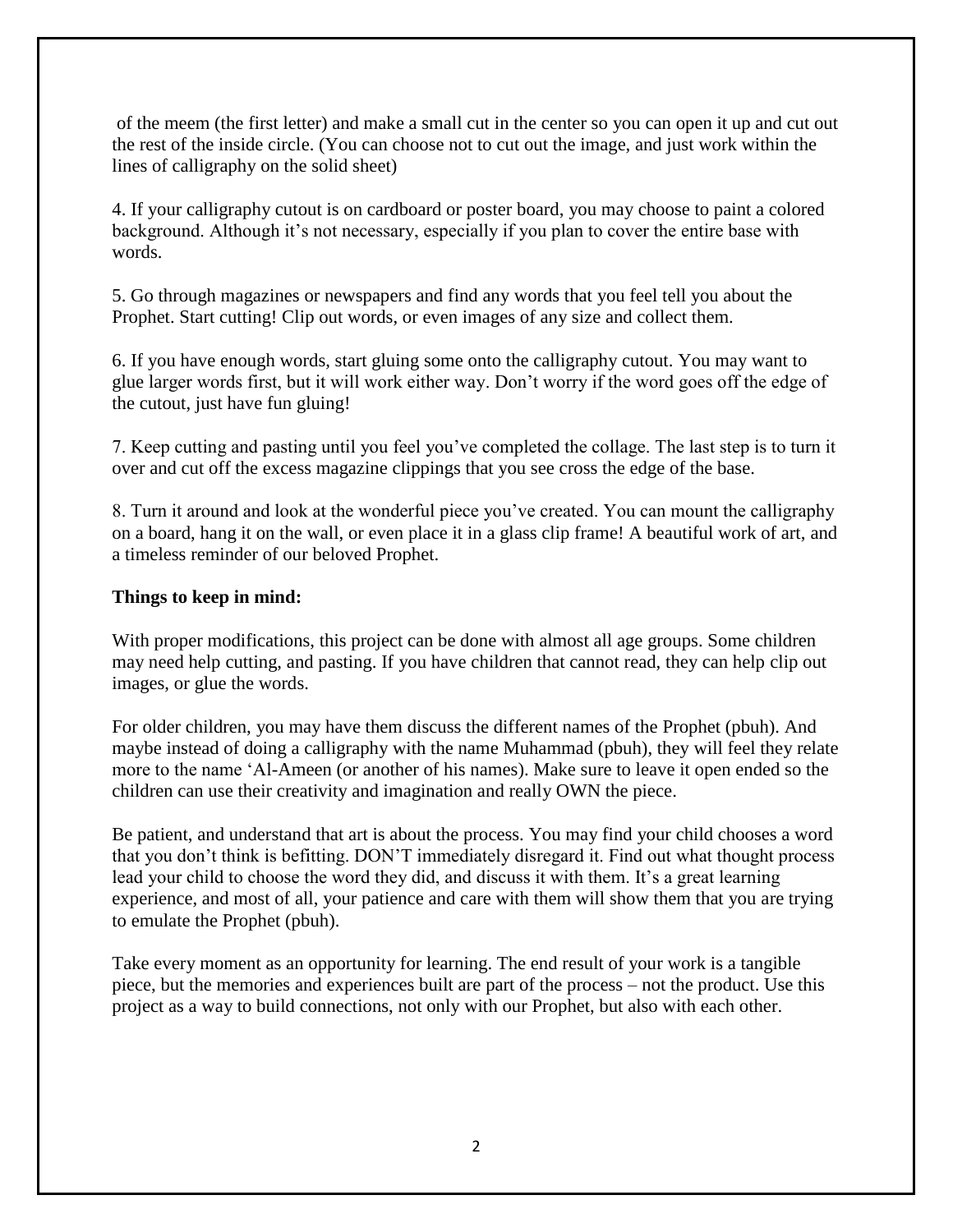of the meem (the first letter) and make a small cut in the center so you can open it up and cut out the rest of the inside circle. (You can choose not to cut out the image, and just work within the lines of calligraphy on the solid sheet)

4. If your calligraphy cutout is on cardboard or poster board, you may choose to paint a colored background. Although it's not necessary, especially if you plan to cover the entire base with words.

5. Go through magazines or newspapers and find any words that you feel tell you about the Prophet. Start cutting! Clip out words, or even images of any size and collect them.

6. If you have enough words, start gluing some onto the calligraphy cutout. You may want to glue larger words first, but it will work either way. Don't worry if the word goes off the edge of the cutout, just have fun gluing!

7. Keep cutting and pasting until you feel you've completed the collage. The last step is to turn it over and cut off the excess magazine clippings that you see cross the edge of the base.

8. Turn it around and look at the wonderful piece you've created. You can mount the calligraphy on a board, hang it on the wall, or even place it in a glass clip frame! A beautiful work of art, and a timeless reminder of our beloved Prophet.

**Things to keep in mind:**

With proper modifications, this project can be done with almost all age groups. Some children may need help cutting, and pasting. If you have children that cannot read, they can help clip out images, or glue the words.

For older children, you may have them discuss the different names of the Prophet (pbuh). And maybe instead of doing a calligraphy with the name Muhammad (pbuh), they will feel they relate more to the name 'Al-Ameen (or another of his names). Make sure to leave it open ended so the children can use their creativity and imagination and really OWN the piece.

Be patient, and understand that art is about the process. You may find your child chooses a word that you don't think is befitting. DON'T immediately disregard it. Find out what thought process lead your child to choose the word they did, and discuss it with them. It's a great learning experience, and most of all, your patience and care with them will show them that you are trying to emulate the Prophet (pbuh).

Take every moment as an opportunity for learning. The end result of your work is a tangible piece, but the memories and experiences built are part of the process – not the product. Use this project as a way to build connections, not only with our Prophet, but also with each other.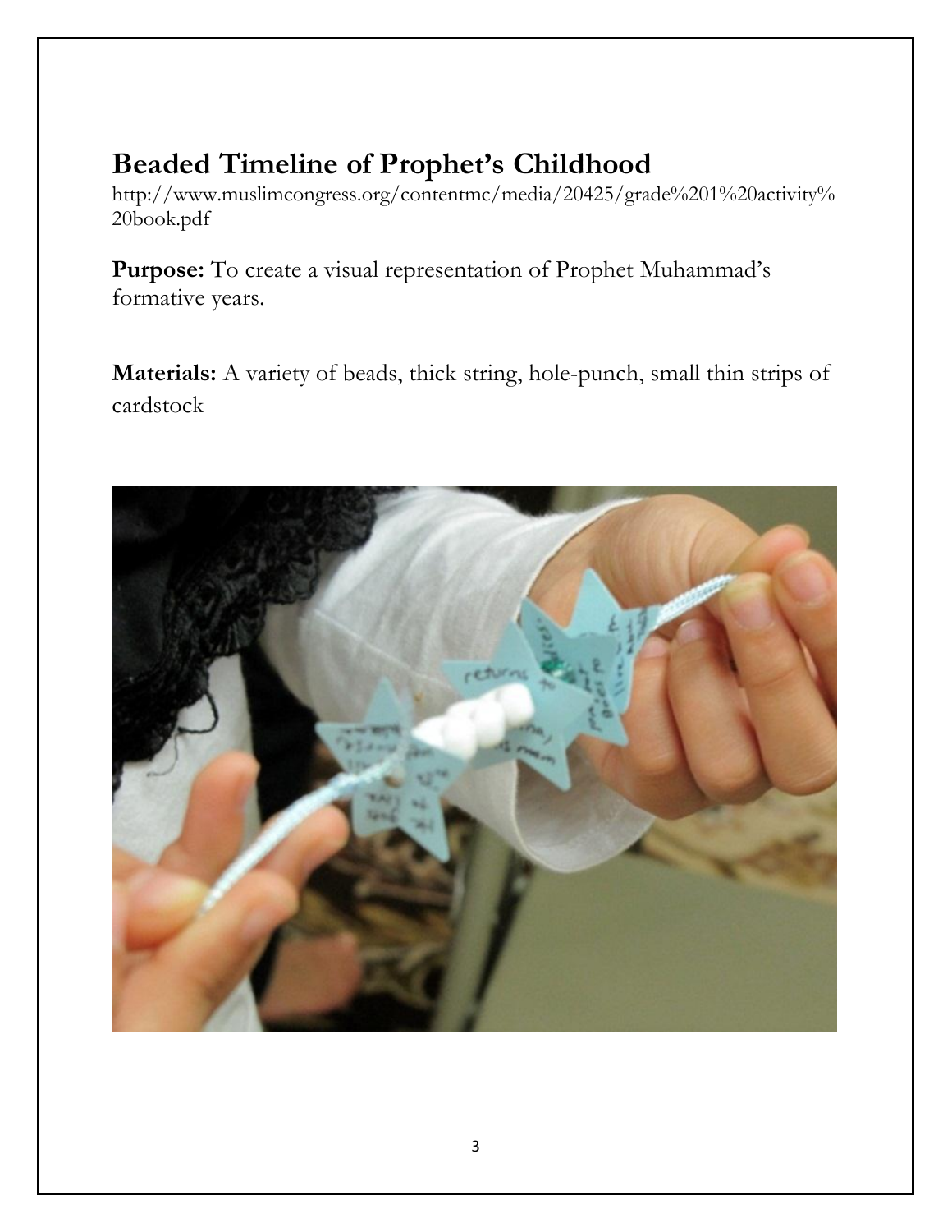## Beaded Timeline of Prophet's Childhood

http://www.muslimcongress.org/contentmc/media/20425/grade%201%20activity%20book.pdf

**Purpose:** To create a visual representation of Prophet Muhammad's formative years.

**Materials:** A variety of beads, thick string, hole-punch, small thin strips of cardstock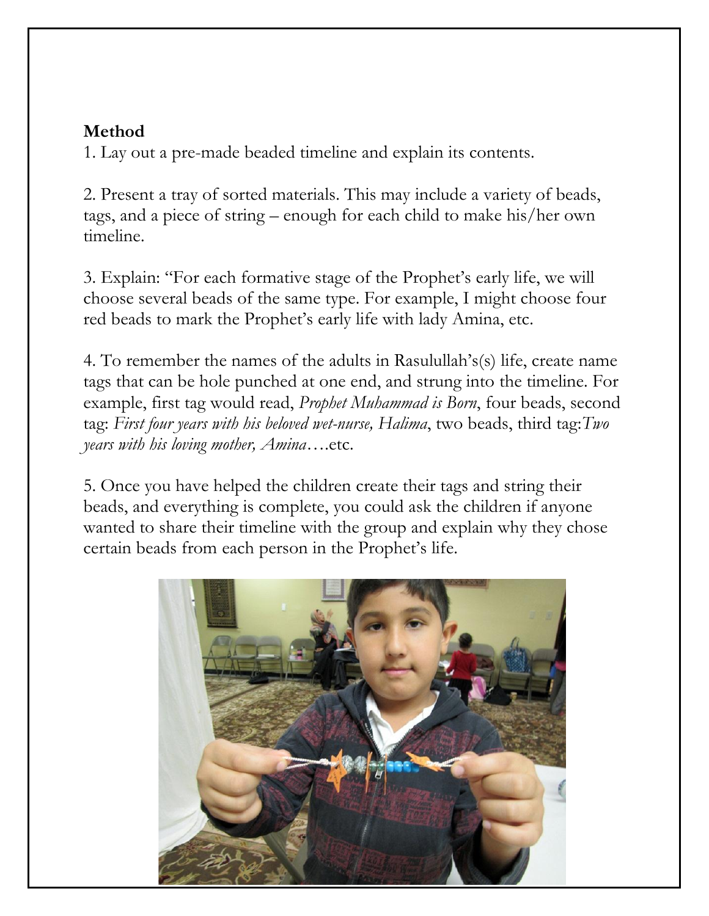**Method**

1. Lay out a pre-made beaded timeline and explain its contents.

2. Present a tray of sorted materials. This may include a variety of beads, tags, and a piece of string – enough for each child to make his/her own timeline.

3. Explain: "For each formative stage of the Prophet's early life, we will choose several beads of the same type. For example, I might choose four red beads to mark the Prophet's early life with lady Amina, etc.

4. To remember the names of the adults in Rasulullah's(s) life, create name tags that can be hole punched at one end, and strung into the timeline. For example, first tag would read, *Prophet Muhammad is Born*, four beads, second tag: *First four years with his beloved wet-nurse, Halima*, two beads, third tag:*Two years with his loving mother, Amina*….etc.

5. Once you have helped the children create their tags and string their beads, and everything is complete, you could ask the children if anyone wanted to share their timeline with the group and explain why they chose certain beads from each person in the Prophet's life.